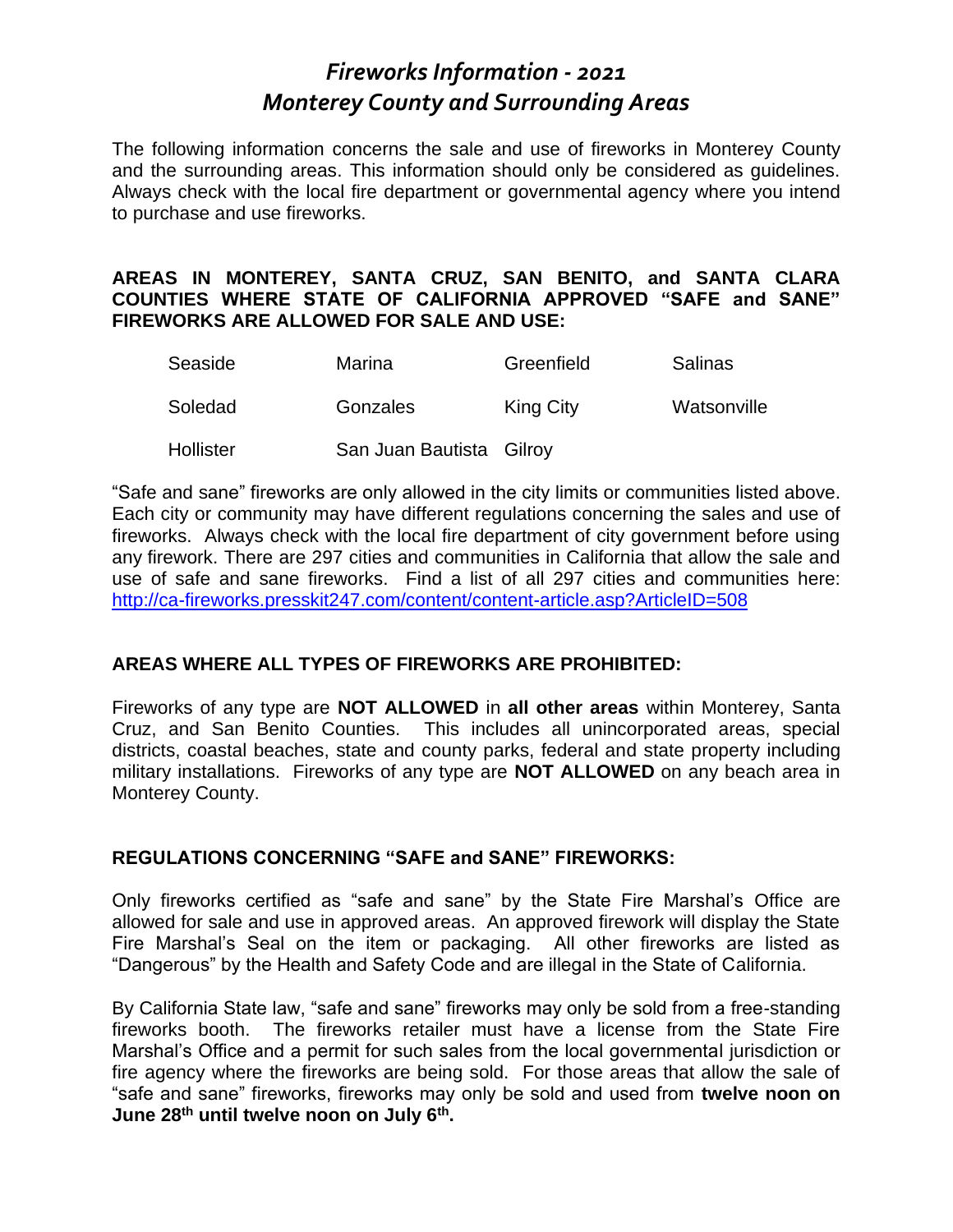# *Fireworks Information - 2021*
# *Monterey County and Surrounding Areas*

The following information concerns the sale and use of fireworks in Monterey County and the surrounding areas. This information should only be considered as guidelines. Always check with the local fire department or governmental agency where you intend to purchase and use fireworks.

**AREAS IN MONTEREY, SANTA CRUZ, SAN BENITO, and SANTA CLARA COUNTIES WHERE STATE OF CALIFORNIA APPROVED "SAFE and SANE" FIREWORKS ARE ALLOWED FOR SALE AND USE:**

| | | | |
|---|---|---|---|
| Seaside | Marina | Greenfield | Salinas |
| Soledad | Gonzales | King City | Watsonville |
| Hollister | San Juan Bautista | Gilroy | |

"Safe and sane" fireworks are only allowed in the city limits or communities listed above. Each city or community may have different regulations concerning the sales and use of fireworks. Always check with the local fire department of city government before using any firework. There are 297 cities and communities in California that allow the sale and use of safe and sane fireworks. Find a list of all 297 cities and communities here: http://ca-fireworks.presskit247.com/content/content-article.asp?ArticleID=508

## AREAS WHERE ALL TYPES OF FIREWORKS ARE PROHIBITED:

Fireworks of any type are **NOT ALLOWED** in **all other areas** within Monterey, Santa Cruz, and San Benito Counties. This includes all unincorporated areas, special districts, coastal beaches, state and county parks, federal and state property including military installations. Fireworks of any type are **NOT ALLOWED** on any beach area in Monterey County.

## REGULATIONS CONCERNING "SAFE and SANE" FIREWORKS:

Only fireworks certified as "safe and sane" by the State Fire Marshal's Office are allowed for sale and use in approved areas. An approved firework will display the State Fire Marshal's Seal on the item or packaging. All other fireworks are listed as "Dangerous" by the Health and Safety Code and are illegal in the State of California.

By California State law, "safe and sane" fireworks may only be sold from a free-standing fireworks booth. The fireworks retailer must have a license from the State Fire Marshal's Office and a permit for such sales from the local governmental jurisdiction or fire agency where the fireworks are being sold. For those areas that allow the sale of "safe and sane" fireworks, fireworks may only be sold and used from **twelve noon on June 28th until twelve noon on July 6th.**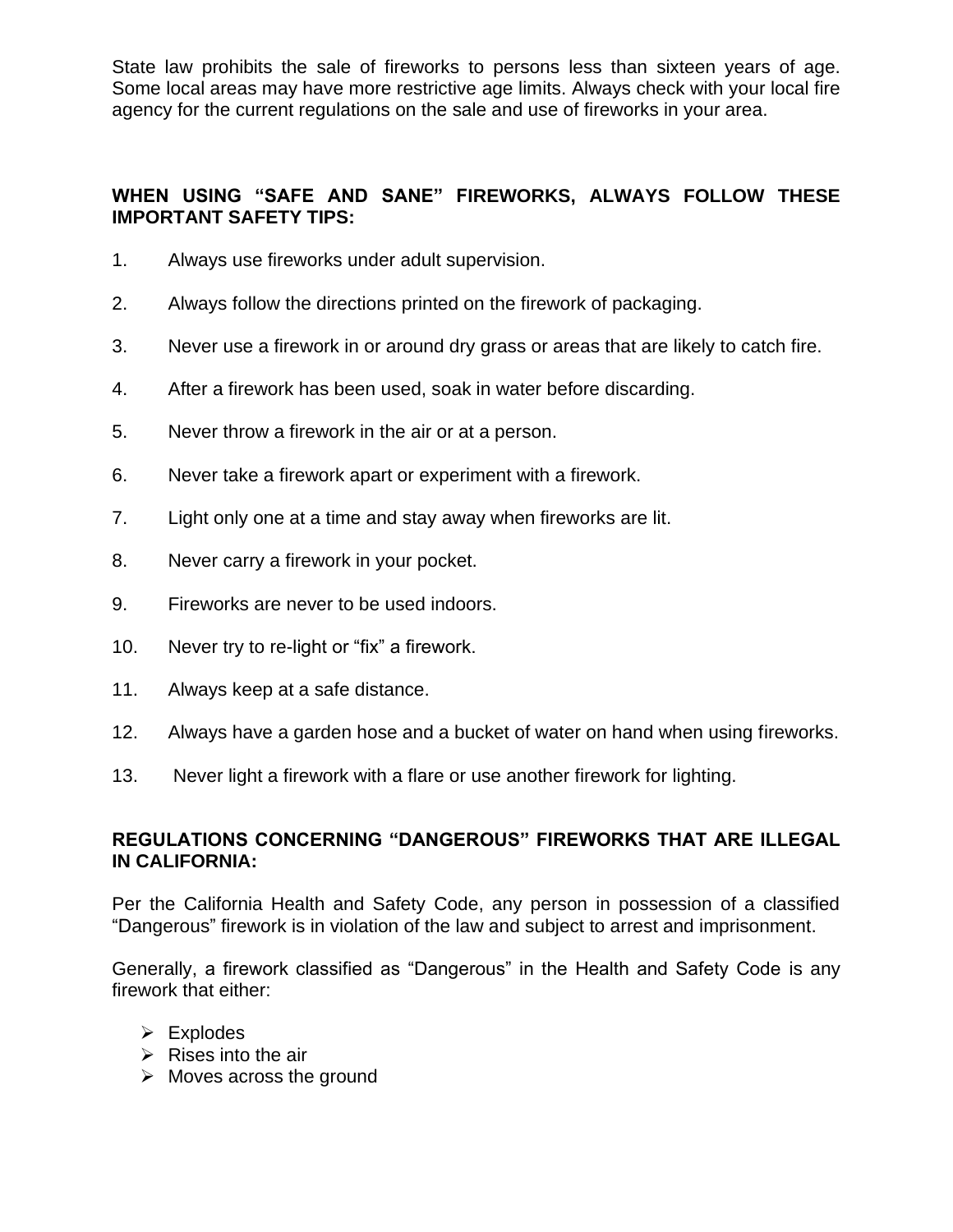State law prohibits the sale of fireworks to persons less than sixteen years of age. Some local areas may have more restrictive age limits. Always check with your local fire agency for the current regulations on the sale and use of fireworks in your area.

**WHEN USING "SAFE AND SANE" FIREWORKS, ALWAYS FOLLOW THESE IMPORTANT SAFETY TIPS:**

1. Always use fireworks under adult supervision.
2. Always follow the directions printed on the firework of packaging.
3. Never use a firework in or around dry grass or areas that are likely to catch fire.
4. After a firework has been used, soak in water before discarding.
5. Never throw a firework in the air or at a person.
6. Never take a firework apart or experiment with a firework.
7. Light only one at a time and stay away when fireworks are lit.
8. Never carry a firework in your pocket.
9. Fireworks are never to be used indoors.
10. Never try to re-light or "fix" a firework.
11. Always keep at a safe distance.
12. Always have a garden hose and a bucket of water on hand when using fireworks.
13. Never light a firework with a flare or use another firework for lighting.

**REGULATIONS CONCERNING "DANGEROUS" FIREWORKS THAT ARE ILLEGAL IN CALIFORNIA:**

Per the California Health and Safety Code, any person in possession of a classified "Dangerous" firework is in violation of the law and subject to arrest and imprisonment.

Generally, a firework classified as "Dangerous" in the Health and Safety Code is any firework that either:

- Explodes
- Rises into the air
- Moves across the ground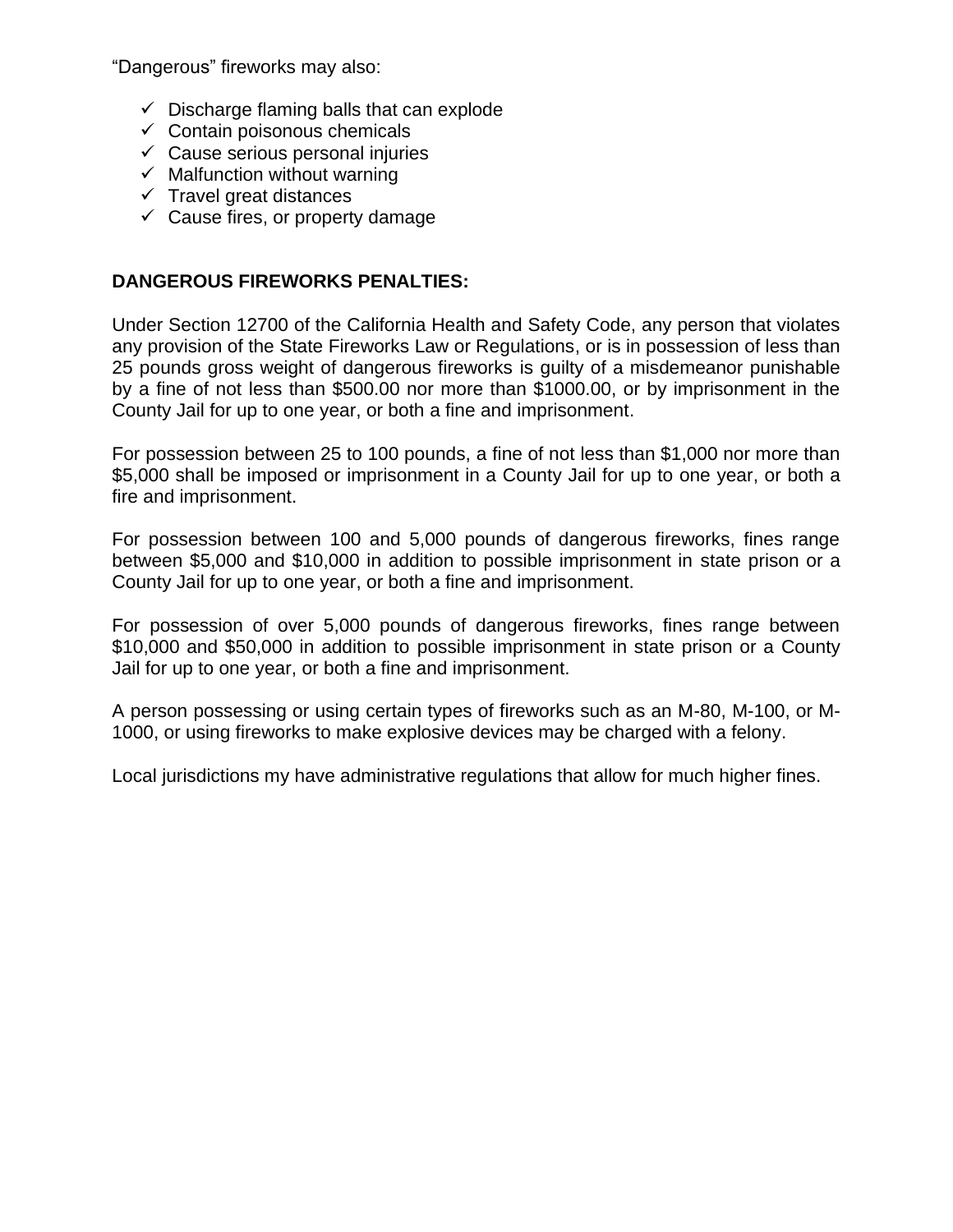“Dangerous” fireworks may also:

- ✓ Discharge flaming balls that can explode
- ✓ Contain poisonous chemicals
- ✓ Cause serious personal injuries
- ✓ Malfunction without warning
- ✓ Travel great distances
- ✓ Cause fires, or property damage

**DANGEROUS FIREWORKS PENALTIES:**

Under Section 12700 of the California Health and Safety Code, any person that violates any provision of the State Fireworks Law or Regulations, or is in possession of less than 25 pounds gross weight of dangerous fireworks is guilty of a misdemeanor punishable by a fine of not less than $500.00 nor more than $1000.00, or by imprisonment in the County Jail for up to one year, or both a fine and imprisonment.

For possession between 25 to 100 pounds, a fine of not less than $1,000 nor more than $5,000 shall be imposed or imprisonment in a County Jail for up to one year, or both a fire and imprisonment.

For possession between 100 and 5,000 pounds of dangerous fireworks, fines range between $5,000 and $10,000 in addition to possible imprisonment in state prison or a County Jail for up to one year, or both a fine and imprisonment.

For possession of over 5,000 pounds of dangerous fireworks, fines range between $10,000 and $50,000 in addition to possible imprisonment in state prison or a County Jail for up to one year, or both a fine and imprisonment.

A person possessing or using certain types of fireworks such as an M-80, M-100, or M-1000, or using fireworks to make explosive devices may be charged with a felony.

Local jurisdictions my have administrative regulations that allow for much higher fines.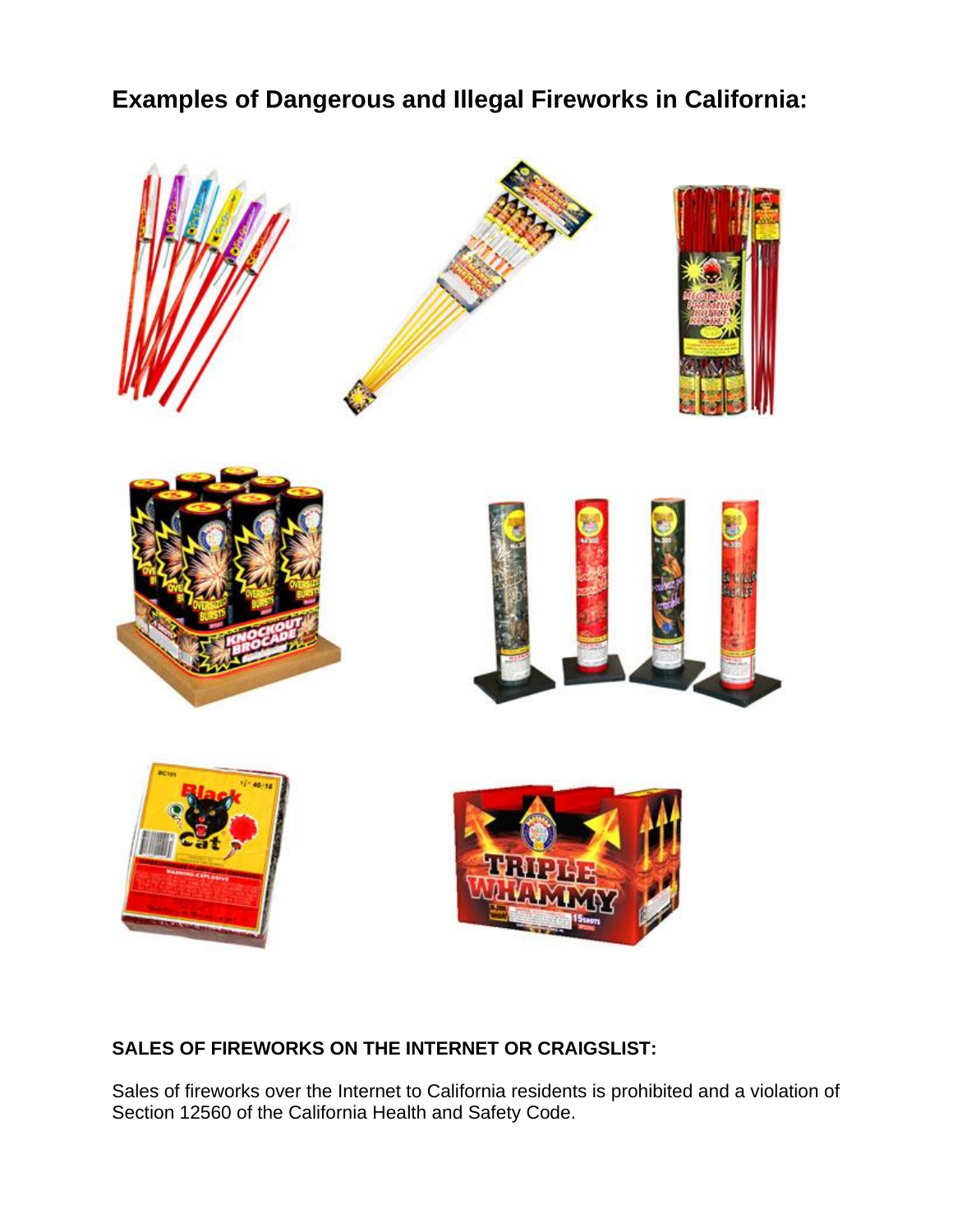## Examples of Dangerous and Illegal Fireworks in California:

**SALES OF FIREWORKS ON THE INTERNET OR CRAIGSLIST:**

Sales of fireworks over the Internet to California residents is prohibited and a violation of Section 12560 of the California Health and Safety Code.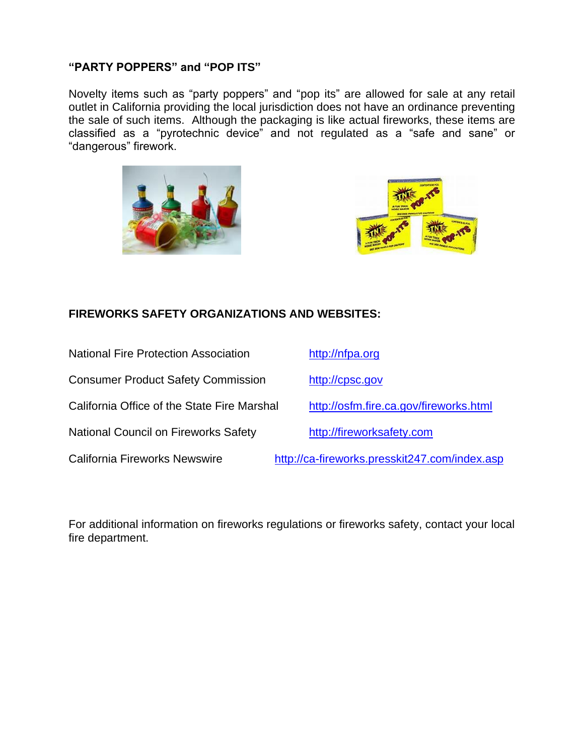### “PARTY POPPERS” and “POP ITS”

Novelty items such as “party poppers” and “pop its” are allowed for sale at any retail outlet in California providing the local jurisdiction does not have an ordinance preventing the sale of such items. Although the packaging is like actual fireworks, these items are classified as a “pyrotechnic device” and not regulated as a “safe and sane” or “dangerous” firework.

### FIREWORKS SAFETY ORGANIZATIONS AND WEBSITES:

| | |
|---|---|
| National Fire Protection Association | http://nfpa.org |
| Consumer Product Safety Commission | http://cpsc.gov |
| California Office of the State Fire Marshal | http://osfm.fire.ca.gov/fireworks.html |
| National Council on Fireworks Safety | http://fireworksafety.com |
| California Fireworks Newswire | http://ca-fireworks.presskit247.com/index.asp |

For additional information on fireworks regulations or fireworks safety, contact your local fire department.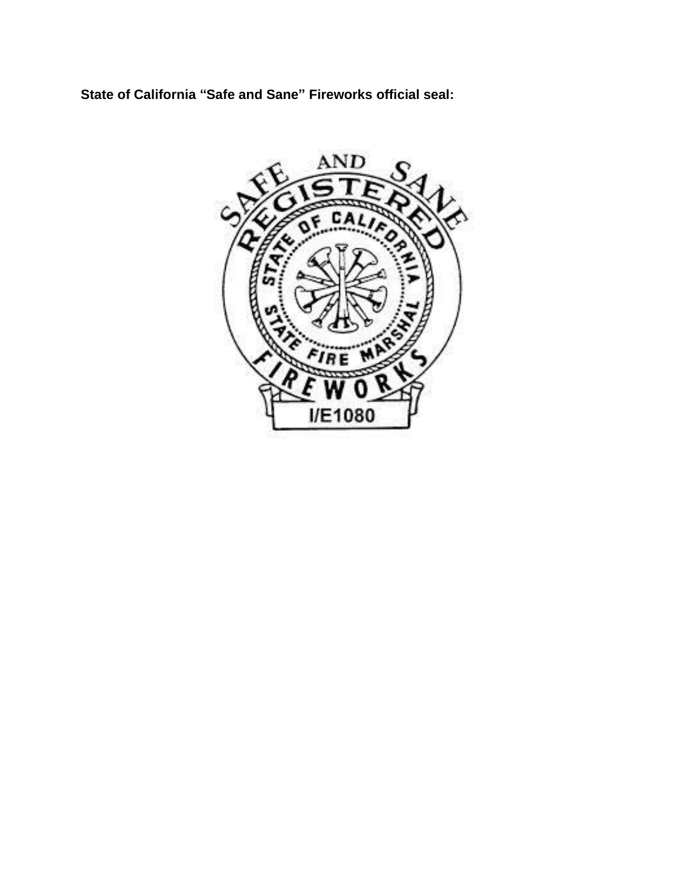**State of California “Safe and Sane” Fireworks official seal:**